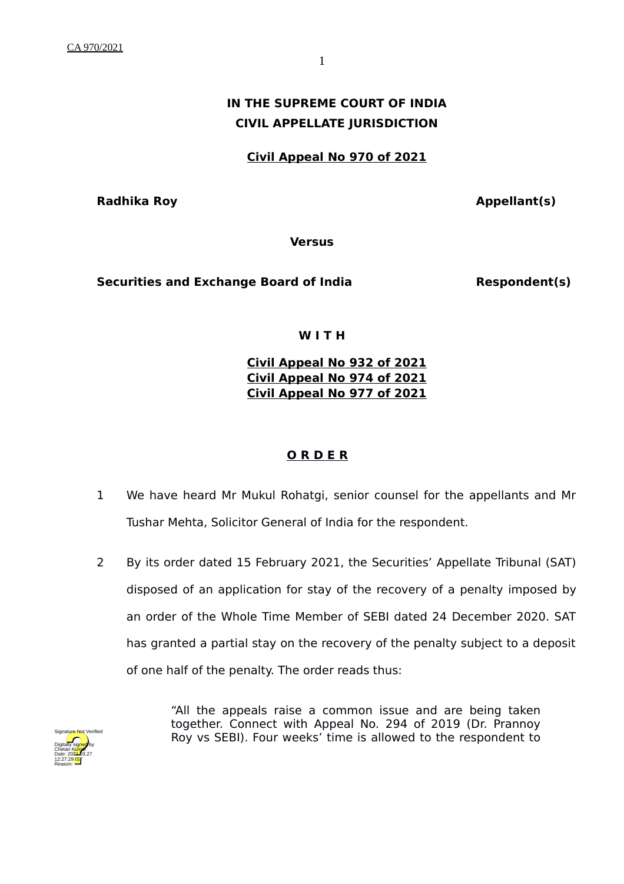**IN THE SUPREME COURT OF INDIA**
**CIVIL APPELLATE JURISDICTION**

**Civil Appeal No 970 of 2021**

**Radhika Roy** **Appellant(s)**

**Versus**

**Securities and Exchange Board of India** **Respondent(s)**

**W I T H**

**Civil Appeal No 932 of 2021**
**Civil Appeal No 974 of 2021**
**Civil Appeal No 977 of 2021**

**O R D E R**

1 We have heard Mr Mukul Rohatgi, senior counsel for the appellants and Mr Tushar Mehta, Solicitor General of India for the respondent.

2 By its order dated 15 February 2021, the Securities' Appellate Tribunal (SAT) disposed of an application for stay of the recovery of a penalty imposed by an order of the Whole Time Member of SEBI dated 24 December 2020. SAT has granted a partial stay on the recovery of the penalty subject to a deposit of one half of the penalty. The order reads thus:

> "All the appeals raise a common issue and are being taken together. Connect with Appeal No. 294 of 2019 (Dr. Prannoy Roy vs SEBI). Four weeks' time is allowed to the respondent to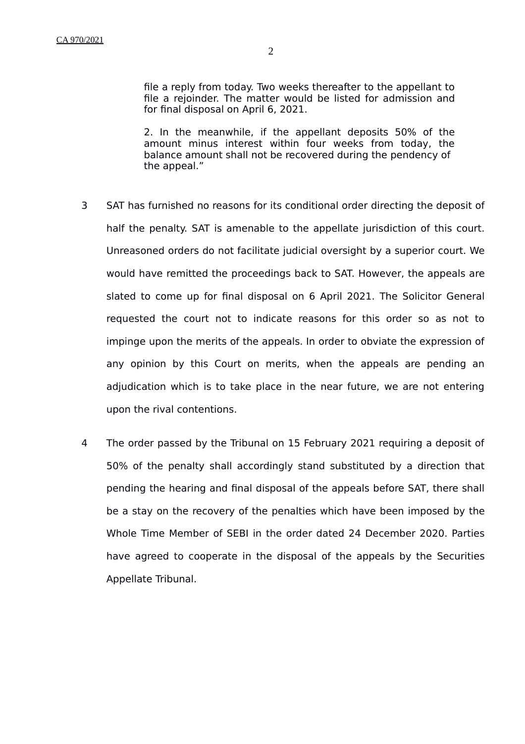> file a reply from today. Two weeks thereafter to the appellant to file a rejoinder. The matter would be listed for admission and for final disposal on April 6, 2021.
>
> 2. In the meanwhile, if the appellant deposits 50% of the amount minus interest within four weeks from today, the balance amount shall not be recovered during the pendency of the appeal."

3 SAT has furnished no reasons for its conditional order directing the deposit of half the penalty. SAT is amenable to the appellate jurisdiction of this court. Unreasoned orders do not facilitate judicial oversight by a superior court. We would have remitted the proceedings back to SAT. However, the appeals are slated to come up for final disposal on 6 April 2021. The Solicitor General requested the court not to indicate reasons for this order so as not to impinge upon the merits of the appeals. In order to obviate the expression of any opinion by this Court on merits, when the appeals are pending an adjudication which is to take place in the near future, we are not entering upon the rival contentions.

4 The order passed by the Tribunal on 15 February 2021 requiring a deposit of 50% of the penalty shall accordingly stand substituted by a direction that pending the hearing and final disposal of the appeals before SAT, there shall be a stay on the recovery of the penalties which have been imposed by the Whole Time Member of SEBI in the order dated 24 December 2020. Parties have agreed to cooperate in the disposal of the appeals by the Securities Appellate Tribunal.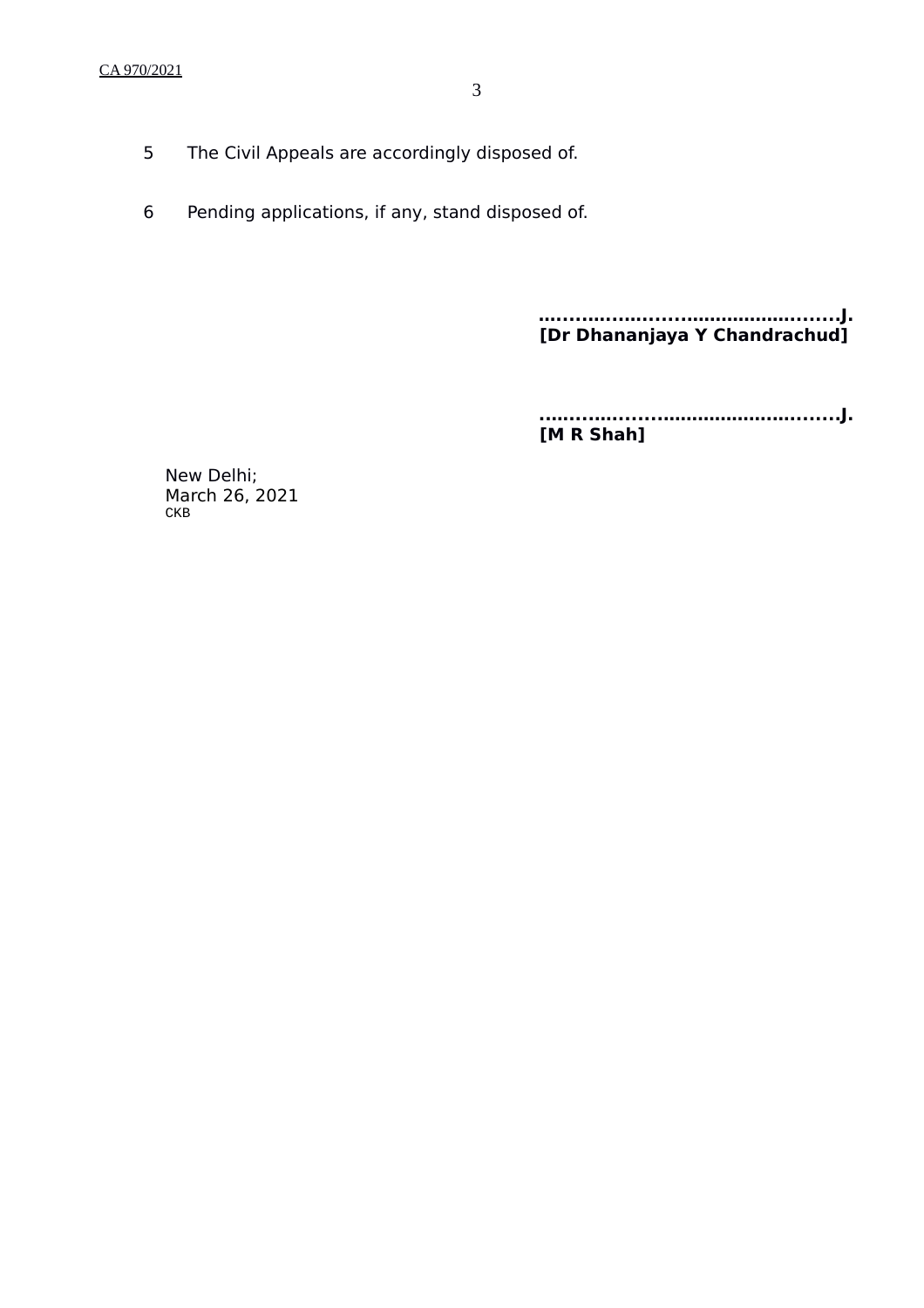5 The Civil Appeals are accordingly disposed of.

6 Pending applications, if any, stand disposed of.

**…..............................................J.**
**[Dr Dhananjaya Y Chandrachud]**

**…..............................................J.**
**[M R Shah]**

New Delhi;
March 26, 2021
CKB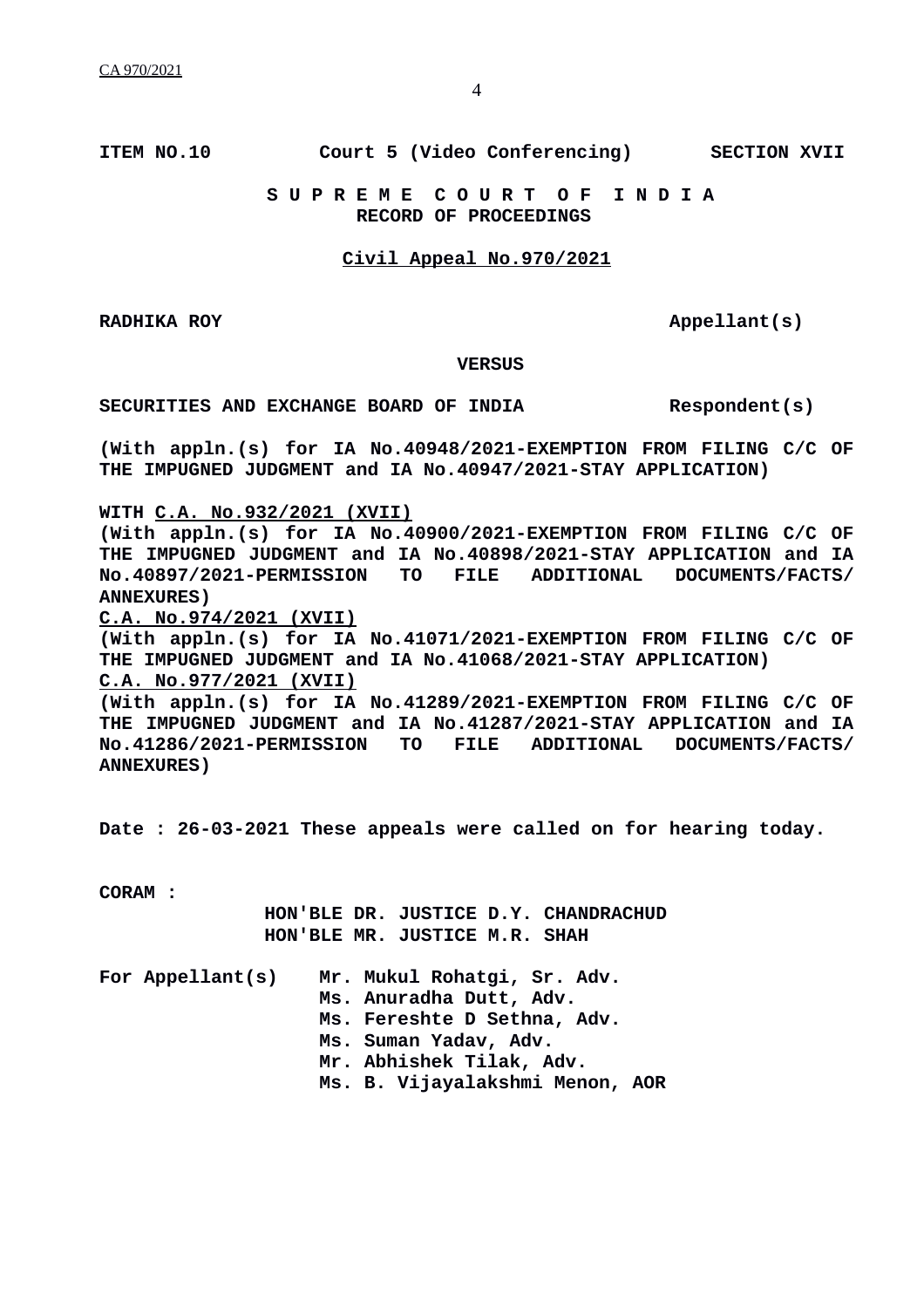**ITEM NO.10 Court 5 (Video Conferencing) SECTION XVII**

**S U P R E M E C O U R T O F I N D I A**
**RECORD OF PROCEEDINGS**

**Civil Appeal No.970/2021**

**RADHIKA ROY** **Appellant(s)**

**VERSUS**

**SECURITIES AND EXCHANGE BOARD OF INDIA** **Respondent(s)**

**(With appln.(s) for IA No.40948/2021-EXEMPTION FROM FILING C/C OF THE IMPUGNED JUDGMENT and IA No.40947/2021-STAY APPLICATION)**

**WITH C.A. No.932/2021 (XVII)**
**(With appln.(s) for IA No.40900/2021-EXEMPTION FROM FILING C/C OF THE IMPUGNED JUDGMENT and IA No.40898/2021-STAY APPLICATION and IA No.40897/2021-PERMISSION TO FILE ADDITIONAL DOCUMENTS/FACTS/ ANNEXURES)**
**C.A. No.974/2021 (XVII)**
**(With appln.(s) for IA No.41071/2021-EXEMPTION FROM FILING C/C OF THE IMPUGNED JUDGMENT and IA No.41068/2021-STAY APPLICATION)**
**C.A. No.977/2021 (XVII)**
**(With appln.(s) for IA No.41289/2021-EXEMPTION FROM FILING C/C OF THE IMPUGNED JUDGMENT and IA No.41287/2021-STAY APPLICATION and IA No.41286/2021-PERMISSION TO FILE ADDITIONAL DOCUMENTS/FACTS/ ANNEXURES)**

**Date : 26-03-2021 These appeals were called on for hearing today.**

**CORAM :**
**HON'BLE DR. JUSTICE D.Y. CHANDRACHUD**
**HON'BLE MR. JUSTICE M.R. SHAH**

**For Appellant(s)** **Mr. Mukul Rohatgi, Sr. Adv.**
**Ms. Anuradha Dutt, Adv.**
**Ms. Fereshte D Sethna, Adv.**
**Ms. Suman Yadav, Adv.**
**Mr. Abhishek Tilak, Adv.**
**Ms. B. Vijayalakshmi Menon, AOR**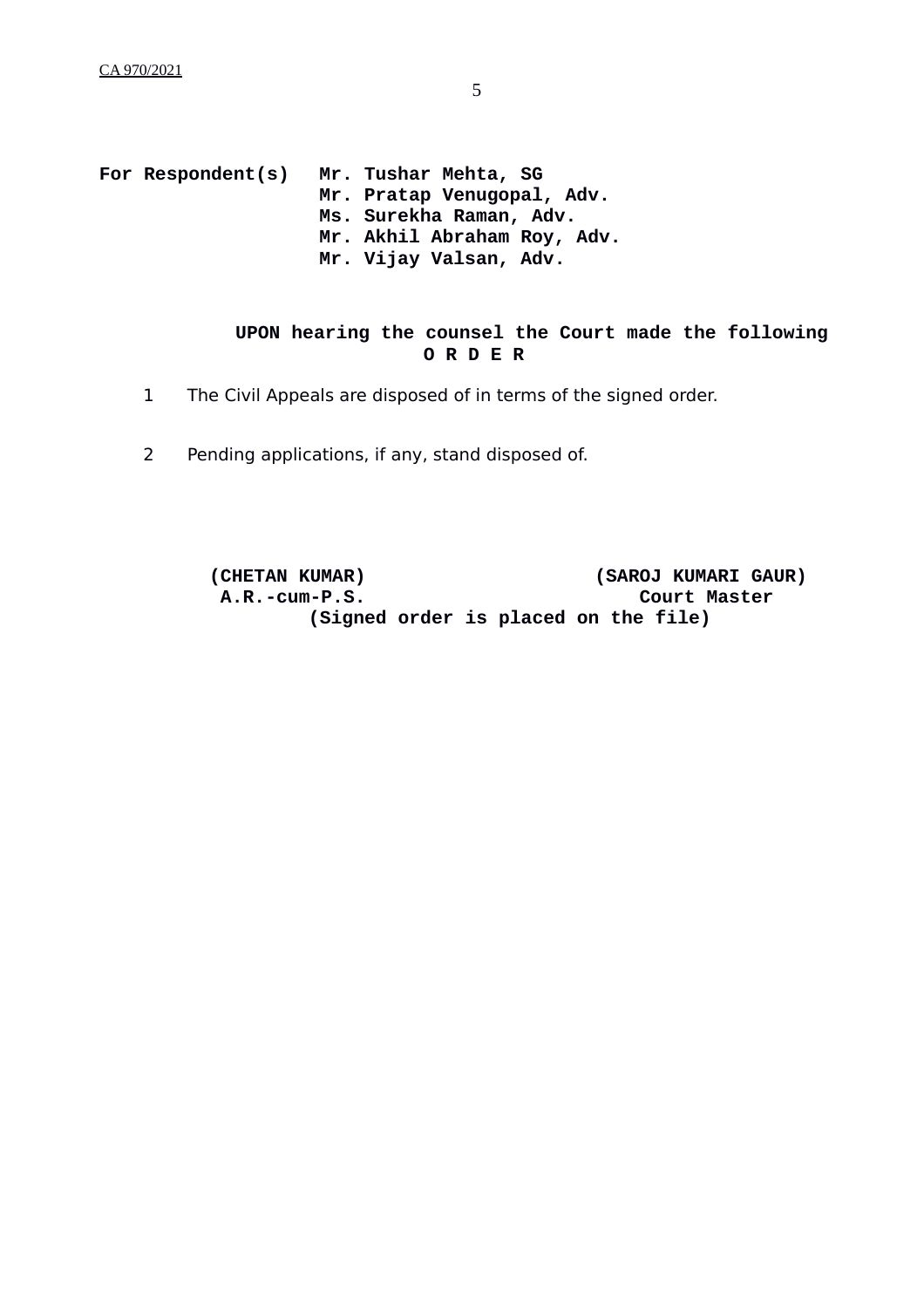**For Respondent(s)**   **Mr. Tushar Mehta, SG**
**Mr. Pratap Venugopal, Adv.**
**Ms. Surekha Raman, Adv.**
**Mr. Akhil Abraham Roy, Adv.**
**Mr. Vijay Valsan, Adv.**

**UPON hearing the counsel the Court made the following**

**O R D E R**

1. The Civil Appeals are disposed of in terms of the signed order.

2. Pending applications, if any, stand disposed of.

**(CHETAN KUMAR)**
**A.R.-cum-P.S.**

**(SAROJ KUMARI GAUR)**
**Court Master**

**(Signed order is placed on the file)**